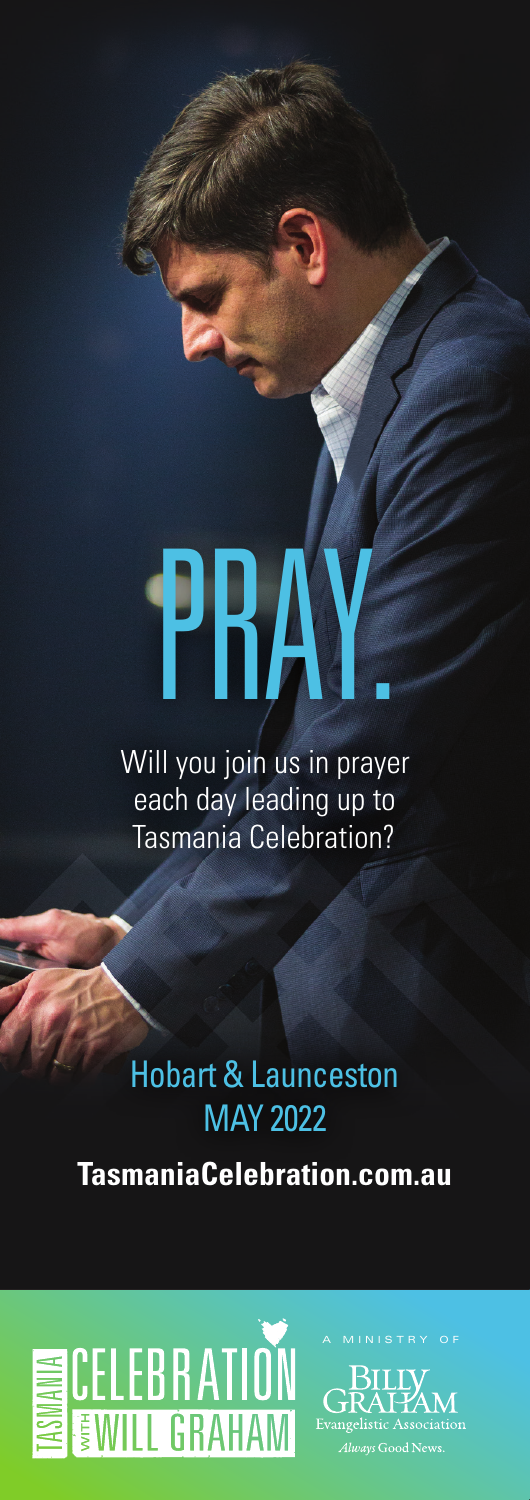# PRAY.

Will you join us in prayer each day leading up to Tasmania Celebration?

## Hobart & Launceston
## MAY 2022

**TasmaniaCelebration.com.au**

TASMANIA CELEBRATION WITH WILL GRAHAM

A MINISTRY OF

BILLY GRAHAM Evangelistic Association

*Always* Good News.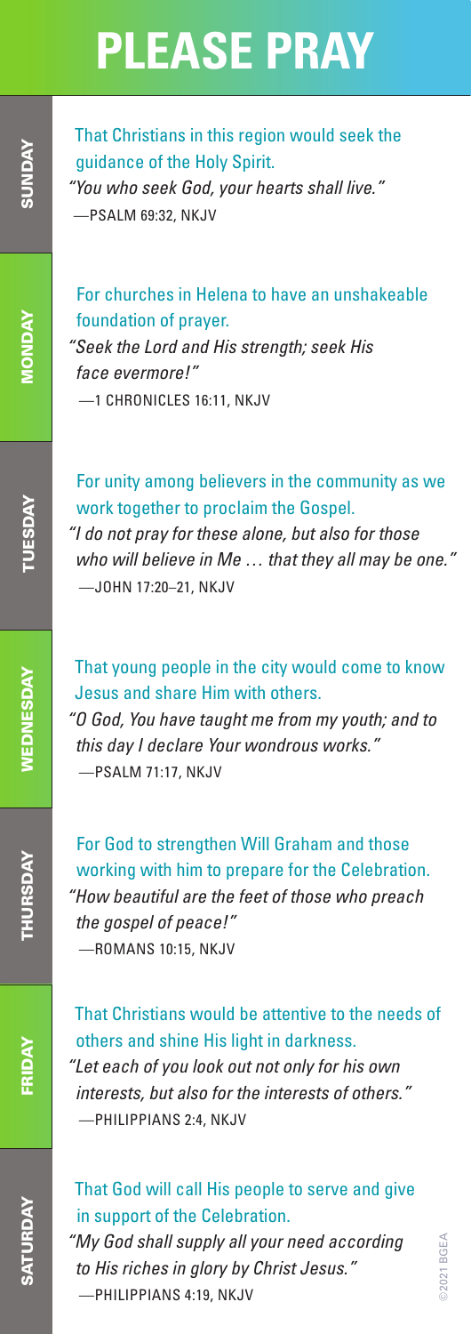# PLEASE PRAY

**SUNDAY**

That Christians in this region would seek the guidance of the Holy Spirit.

*"You who seek God, your hearts shall live."*
—PSALM 69:32, NKJV

**MONDAY**

For churches in Helena to have an unshakeable foundation of prayer.

*"Seek the Lord and His strength; seek His face evermore!"*
—1 CHRONICLES 16:11, NKJV

**TUESDAY**

For unity among believers in the community as we work together to proclaim the Gospel.

*"I do not pray for these alone, but also for those who will believe in Me … that they all may be one."*
—JOHN 17:20–21, NKJV

**WEDNESDAY**

That young people in the city would come to know Jesus and share Him with others.

*"O God, You have taught me from my youth; and to this day I declare Your wondrous works."*
—PSALM 71:17, NKJV

**THURSDAY**

For God to strengthen Will Graham and those working with him to prepare for the Celebration.

*"How beautiful are the feet of those who preach the gospel of peace!"*
—ROMANS 10:15, NKJV

**FRIDAY**

That Christians would be attentive to the needs of others and shine His light in darkness.

*"Let each of you look out not only for his own interests, but also for the interests of others."*
—PHILIPPIANS 2:4, NKJV

**SATURDAY**

That God will call His people to serve and give in support of the Celebration.

*"My God shall supply all your need according to His riches in glory by Christ Jesus."*
—PHILIPPIANS 4:19, NKJV

©2021 BGEA